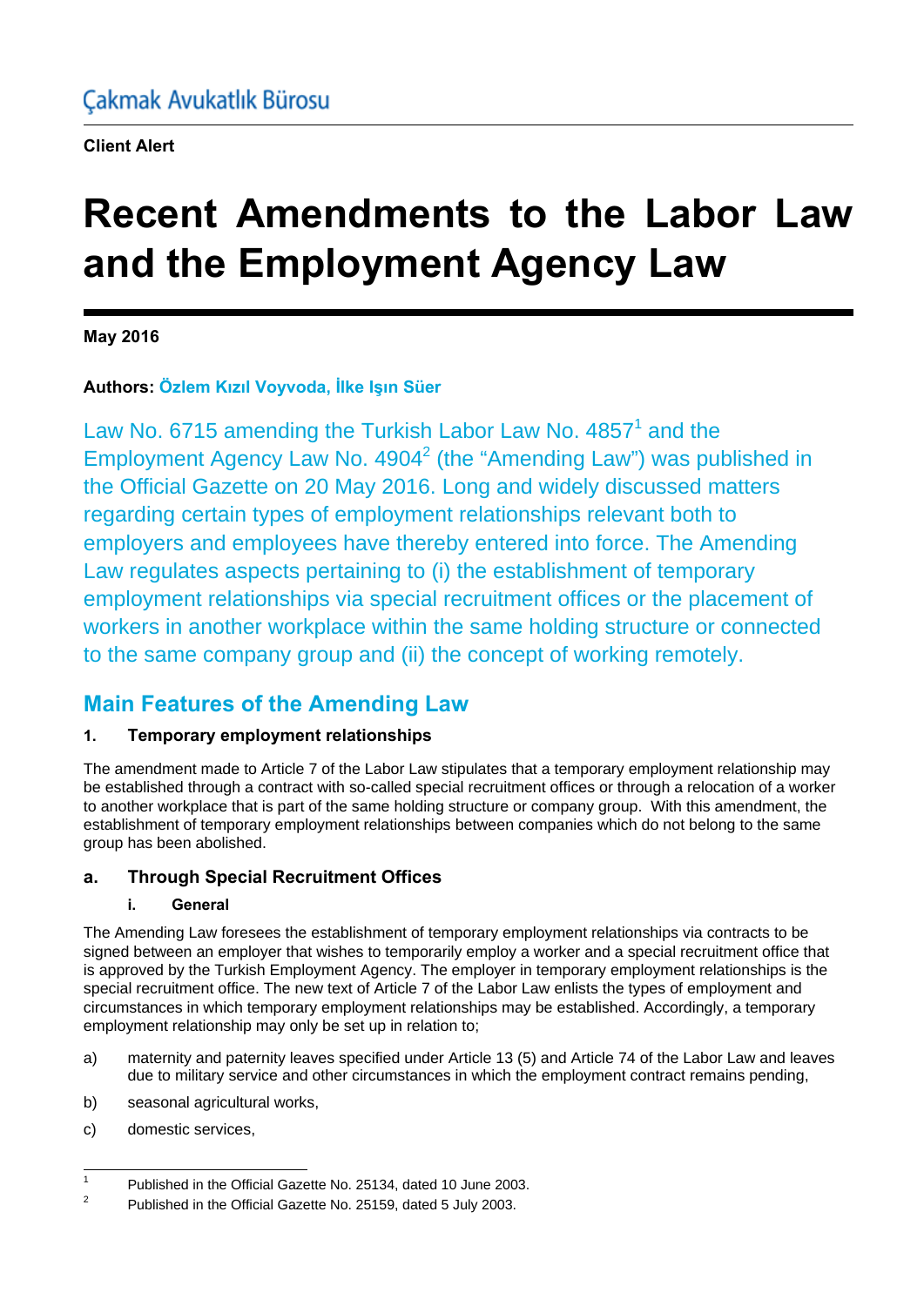Çakmak Avukatlık Bürosu

**Client Alert**

# Recent Amendments to the Labor Law and the Employment Agency Law

**May 2016**

**Authors: Özlem Kızıl Voyvoda, İlke Işın Süer**

Law No. 6715 amending the Turkish Labor Law No. 4857[1] and the Employment Agency Law No. 4904[2] (the "Amending Law") was published in the Official Gazette on 20 May 2016. Long and widely discussed matters regarding certain types of employment relationships relevant both to employers and employees have thereby entered into force. The Amending Law regulates aspects pertaining to (i) the establishment of temporary employment relationships via special recruitment offices or the placement of workers in another workplace within the same holding structure or connected to the same company group and (ii) the concept of working remotely.

## Main Features of the Amending Law

### 1. Temporary employment relationships

The amendment made to Article 7 of the Labor Law stipulates that a temporary employment relationship may be established through a contract with so-called special recruitment offices or through a relocation of a worker to another workplace that is part of the same holding structure or company group. With this amendment, the establishment of temporary employment relationships between companies which do not belong to the same group has been abolished.

### a. Through Special Recruitment Offices

#### i. General

The Amending Law foresees the establishment of temporary employment relationships via contracts to be signed between an employer that wishes to temporarily employ a worker and a special recruitment office that is approved by the Turkish Employment Agency. The employer in temporary employment relationships is the special recruitment office. The new text of Article 7 of the Labor Law enlists the types of employment and circumstances in which temporary employment relationships may be established. Accordingly, a temporary employment relationship may only be set up in relation to;

a) maternity and paternity leaves specified under Article 13 (5) and Article 74 of the Labor Law and leaves due to military service and other circumstances in which the employment contract remains pending,

b) seasonal agricultural works,

c) domestic services,

---

[1] Published in the Official Gazette No. 25134, dated 10 June 2003.

[2] Published in the Official Gazette No. 25159, dated 5 July 2003.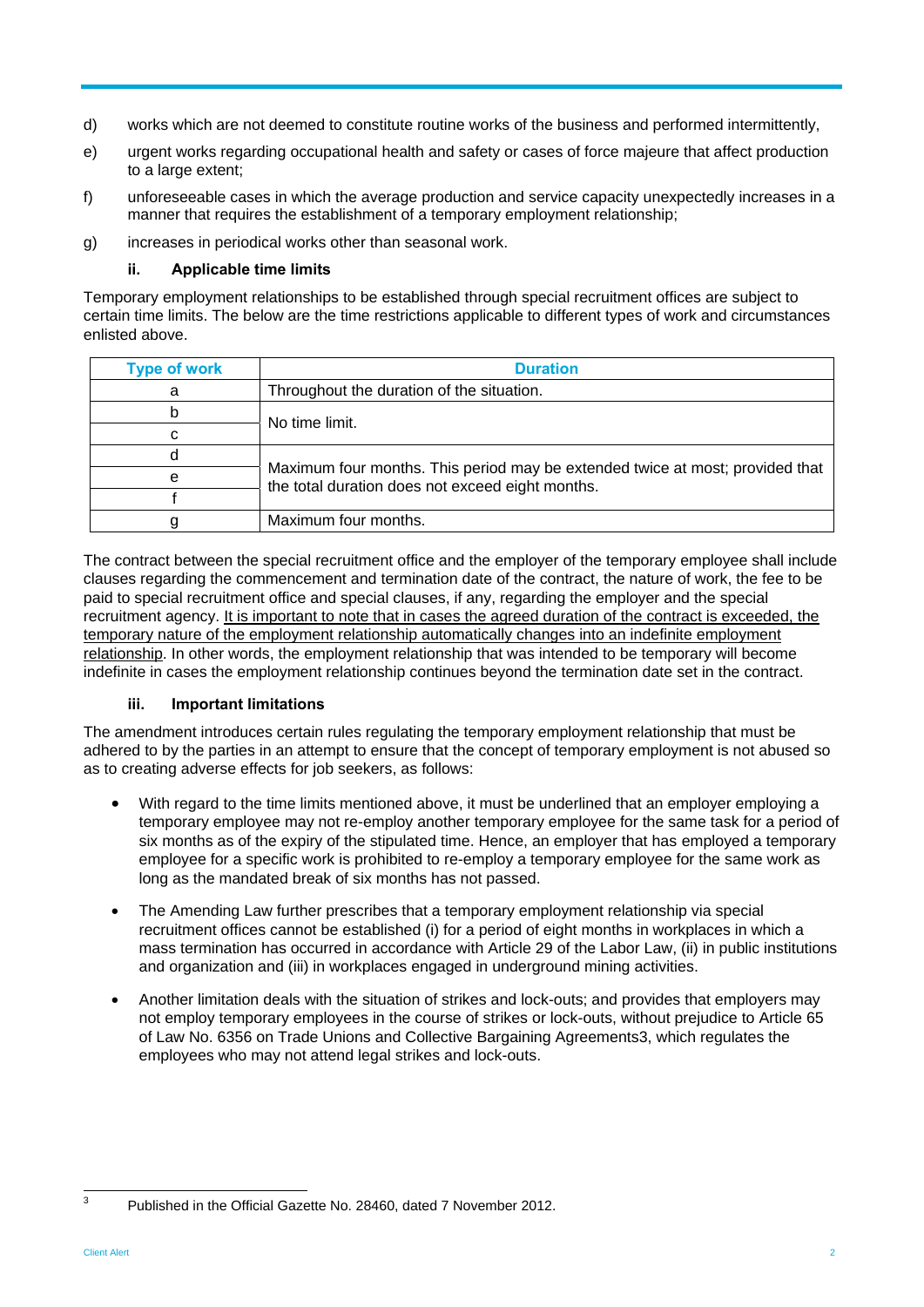d) works which are not deemed to constitute routine works of the business and performed intermittently,

e) urgent works regarding occupational health and safety or cases of force majeure that affect production to a large extent;

f) unforeseeable cases in which the average production and service capacity unexpectedly increases in a manner that requires the establishment of a temporary employment relationship;

g) increases in periodical works other than seasonal work.

#### ii. Applicable time limits

Temporary employment relationships to be established through special recruitment offices are subject to certain time limits. The below are the time restrictions applicable to different types of work and circumstances enlisted above.

| Type of work | Duration |
|---|---|
| a | Throughout the duration of the situation. |
| b | No time limit. |
| c | |
| d | Maximum four months. This period may be extended twice at most; provided that the total duration does not exceed eight months. |
| e | |
| f | |
| g | Maximum four months. |

The contract between the special recruitment office and the employer of the temporary employee shall include clauses regarding the commencement and termination date of the contract, the nature of work, the fee to be paid to special recruitment office and special clauses, if any, regarding the employer and the special recruitment agency. It is important to note that in cases the agreed duration of the contract is exceeded, the temporary nature of the employment relationship automatically changes into an indefinite employment relationship. In other words, the employment relationship that was intended to be temporary will become indefinite in cases the employment relationship continues beyond the termination date set in the contract.

#### iii. Important limitations

The amendment introduces certain rules regulating the temporary employment relationship that must be adhered to by the parties in an attempt to ensure that the concept of temporary employment is not abused so as to creating adverse effects for job seekers, as follows:

- With regard to the time limits mentioned above, it must be underlined that an employer employing a temporary employee may not re-employ another temporary employee for the same task for a period of six months as of the expiry of the stipulated time. Hence, an employer that has employed a temporary employee for a specific work is prohibited to re-employ a temporary employee for the same work as long as the mandated break of six months has not passed.

- The Amending Law further prescribes that a temporary employment relationship via special recruitment offices cannot be established (i) for a period of eight months in workplaces in which a mass termination has occurred in accordance with Article 29 of the Labor Law, (ii) in public institutions and organization and (iii) in workplaces engaged in underground mining activities.

- Another limitation deals with the situation of strikes and lock-outs; and provides that employers may not employ temporary employees in the course of strikes or lock-outs, without prejudice to Article 65 of Law No. 6356 on Trade Unions and Collective Bargaining Agreements[3], which regulates the employees who may not attend legal strikes and lock-outs.

[3] Published in the Official Gazette No. 28460, dated 7 November 2012.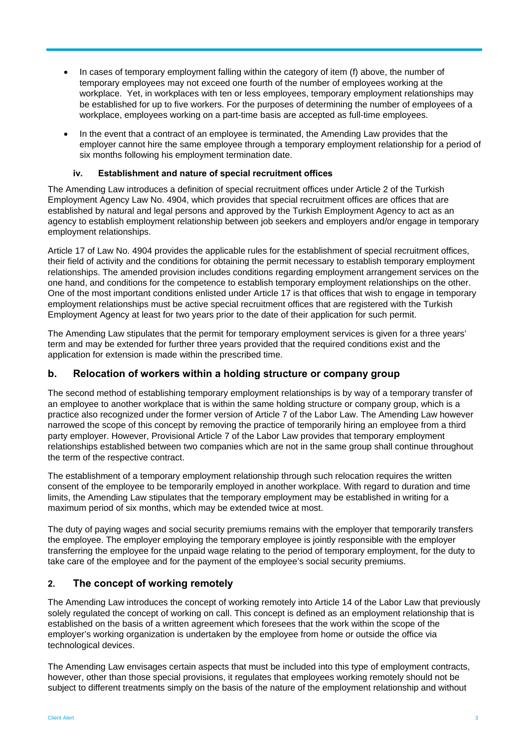- In cases of temporary employment falling within the category of item (f) above, the number of temporary employees may not exceed one fourth of the number of employees working at the workplace. Yet, in workplaces with ten or less employees, temporary employment relationships may be established for up to five workers. For the purposes of determining the number of employees of a workplace, employees working on a part-time basis are accepted as full-time employees.
- In the event that a contract of an employee is terminated, the Amending Law provides that the employer cannot hire the same employee through a temporary employment relationship for a period of six months following his employment termination date.

#### iv. Establishment and nature of special recruitment offices

The Amending Law introduces a definition of special recruitment offices under Article 2 of the Turkish Employment Agency Law No. 4904, which provides that special recruitment offices are offices that are established by natural and legal persons and approved by the Turkish Employment Agency to act as an agency to establish employment relationship between job seekers and employers and/or engage in temporary employment relationships.

Article 17 of Law No. 4904 provides the applicable rules for the establishment of special recruitment offices, their field of activity and the conditions for obtaining the permit necessary to establish temporary employment relationships. The amended provision includes conditions regarding employment arrangement services on the one hand, and conditions for the competence to establish temporary employment relationships on the other. One of the most important conditions enlisted under Article 17 is that offices that wish to engage in temporary employment relationships must be active special recruitment offices that are registered with the Turkish Employment Agency at least for two years prior to the date of their application for such permit.

The Amending Law stipulates that the permit for temporary employment services is given for a three years' term and may be extended for further three years provided that the required conditions exist and the application for extension is made within the prescribed time.

### b. Relocation of workers within a holding structure or company group

The second method of establishing temporary employment relationships is by way of a temporary transfer of an employee to another workplace that is within the same holding structure or company group, which is a practice also recognized under the former version of Article 7 of the Labor Law. The Amending Law however narrowed the scope of this concept by removing the practice of temporarily hiring an employee from a third party employer. However, Provisional Article 7 of the Labor Law provides that temporary employment relationships established between two companies which are not in the same group shall continue throughout the term of the respective contract.

The establishment of a temporary employment relationship through such relocation requires the written consent of the employee to be temporarily employed in another workplace. With regard to duration and time limits, the Amending Law stipulates that the temporary employment may be established in writing for a maximum period of six months, which may be extended twice at most.

The duty of paying wages and social security premiums remains with the employer that temporarily transfers the employee. The employer employing the temporary employee is jointly responsible with the employer transferring the employee for the unpaid wage relating to the period of temporary employment, for the duty to take care of the employee and for the payment of the employee's social security premiums.

## 2. The concept of working remotely

The Amending Law introduces the concept of working remotely into Article 14 of the Labor Law that previously solely regulated the concept of working on call. This concept is defined as an employment relationship that is established on the basis of a written agreement which foresees that the work within the scope of the employer's working organization is undertaken by the employee from home or outside the office via technological devices.

The Amending Law envisages certain aspects that must be included into this type of employment contracts, however, other than those special provisions, it regulates that employees working remotely should not be subject to different treatments simply on the basis of the nature of the employment relationship and without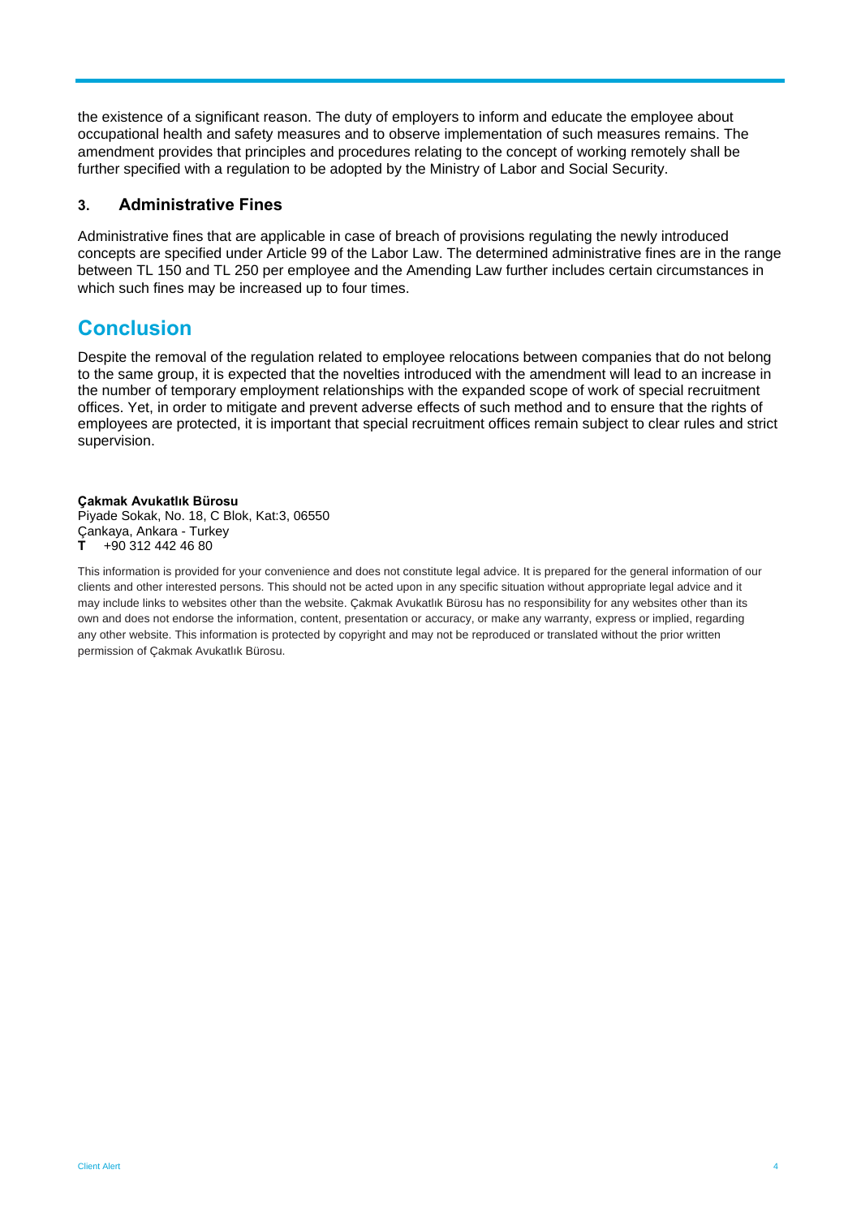the existence of a significant reason. The duty of employers to inform and educate the employee about occupational health and safety measures and to observe implementation of such measures remains. The amendment provides that principles and procedures relating to the concept of working remotely shall be further specified with a regulation to be adopted by the Ministry of Labor and Social Security.

### 3. Administrative Fines

Administrative fines that are applicable in case of breach of provisions regulating the newly introduced concepts are specified under Article 99 of the Labor Law. The determined administrative fines are in the range between TL 150 and TL 250 per employee and the Amending Law further includes certain circumstances in which such fines may be increased up to four times.

## Conclusion

Despite the removal of the regulation related to employee relocations between companies that do not belong to the same group, it is expected that the novelties introduced with the amendment will lead to an increase in the number of temporary employment relationships with the expanded scope of work of special recruitment offices. Yet, in order to mitigate and prevent adverse effects of such method and to ensure that the rights of employees are protected, it is important that special recruitment offices remain subject to clear rules and strict supervision.

**Çakmak Avukatlık Bürosu**
Piyade Sokak, No. 18, C Blok, Kat:3, 06550
Çankaya, Ankara - Turkey
**T** +90 312 442 46 80

This information is provided for your convenience and does not constitute legal advice. It is prepared for the general information of our clients and other interested persons. This should not be acted upon in any specific situation without appropriate legal advice and it may include links to websites other than the website. Çakmak Avukatlık Bürosu has no responsibility for any websites other than its own and does not endorse the information, content, presentation or accuracy, or make any warranty, express or implied, regarding any other website. This information is protected by copyright and may not be reproduced or translated without the prior written permission of Çakmak Avukatlık Bürosu.